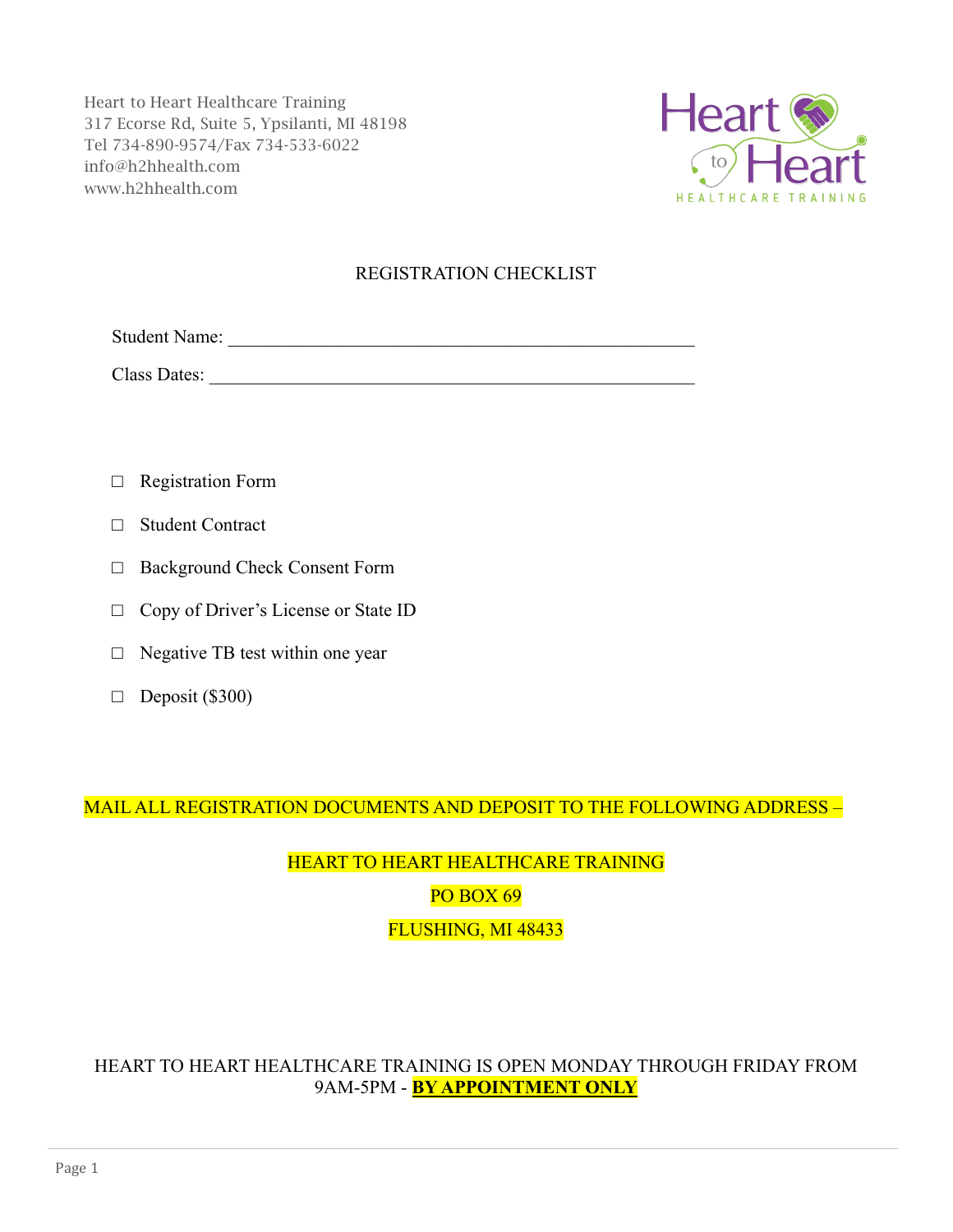Heart to Heart Healthcare Training
317 Ecorse Rd, Suite 5, Ypsilanti, MI 48198
Tel 734-890-9574/Fax 734-533-6022
info@h2hhealth.com
www.h2hhealth.com

# REGISTRATION CHECKLIST

Student Name: ____________________________________________________

Class Dates: ______________________________________________________

- ☐ Registration Form
- ☐ Student Contract
- ☐ Background Check Consent Form
- ☐ Copy of Driver's License or State ID
- ☐ Negative TB test within one year
- ☐ Deposit ($300)

MAIL ALL REGISTRATION DOCUMENTS AND DEPOSIT TO THE FOLLOWING ADDRESS –

HEART TO HEART HEALTHCARE TRAINING
PO BOX 69
FLUSHING, MI 48433

HEART TO HEART HEALTHCARE TRAINING IS OPEN MONDAY THROUGH FRIDAY FROM 9AM-5PM - **BY APPOINTMENT ONLY**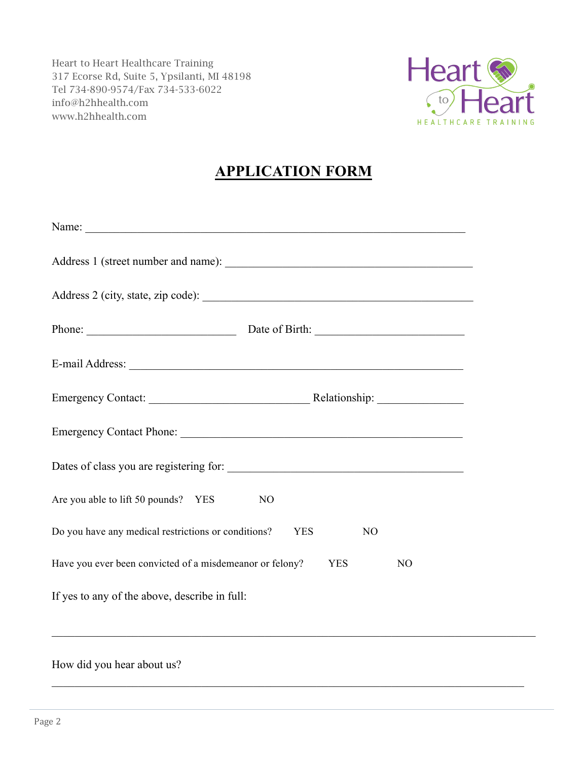Heart to Heart Healthcare Training
317 Ecorse Rd, Suite 5, Ypsilanti, MI 48198
Tel 734-890-9574/Fax 734-533-6022
info@h2hhealth.com
www.h2hhealth.com

Heart to Heart HEALTHCARE TRAINING

# APPLICATION FORM

Name: ____________________________________________________________________

Address 1 (street number and name): ____________________________________________

Address 2 (city, state, zip code): _______________________________________________

Phone: ___________________________ Date of Birth: ___________________________

E-mail Address: ____________________________________________________________

Emergency Contact: _____________________________ Relationship: _______________

Emergency Contact Phone: ___________________________________________________

Dates of class you are registering for: ____________________________________________

Are you able to lift 50 pounds? YES NO

Do you have any medical restrictions or conditions? YES NO

Have you ever been convicted of a misdemeanor or felony? YES NO

If yes to any of the above, describe in full:

______________________________________________________________________________

How did you hear about us?

______________________________________________________________________________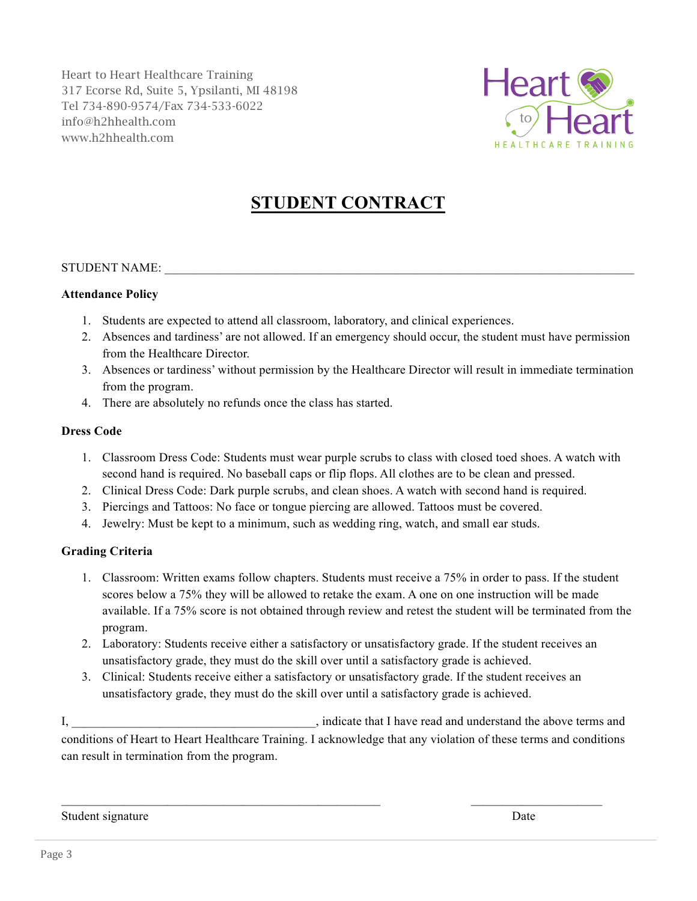Heart to Heart Healthcare Training
317 Ecorse Rd, Suite 5, Ypsilanti, MI 48198
Tel 734-890-9574/Fax 734-533-6022
info@h2hhealth.com
www.h2hhealth.com

# STUDENT CONTRACT

STUDENT NAME: ___________________________________________________________________________

**Attendance Policy**

1. Students are expected to attend all classroom, laboratory, and clinical experiences.
2. Absences and tardiness' are not allowed. If an emergency should occur, the student must have permission from the Healthcare Director.
3. Absences or tardiness' without permission by the Healthcare Director will result in immediate termination from the program.
4. There are absolutely no refunds once the class has started.

**Dress Code**

1. Classroom Dress Code: Students must wear purple scrubs to class with closed toed shoes. A watch with second hand is required. No baseball caps or flip flops. All clothes are to be clean and pressed.
2. Clinical Dress Code: Dark purple scrubs, and clean shoes. A watch with second hand is required.
3. Piercings and Tattoos: No face or tongue piercing are allowed. Tattoos must be covered.
4. Jewelry: Must be kept to a minimum, such as wedding ring, watch, and small ear studs.

**Grading Criteria**

1. Classroom: Written exams follow chapters. Students must receive a 75% in order to pass. If the student scores below a 75% they will be allowed to retake the exam. A one on one instruction will be made available. If a 75% score is not obtained through review and retest the student will be terminated from the program.
2. Laboratory: Students receive either a satisfactory or unsatisfactory grade. If the student receives an unsatisfactory grade, they must do the skill over until a satisfactory grade is achieved.
3. Clinical: Students receive either a satisfactory or unsatisfactory grade. If the student receives an unsatisfactory grade, they must do the skill over until a satisfactory grade is achieved.

I, _______________________________________, indicate that I have read and understand the above terms and conditions of Heart to Heart Healthcare Training. I acknowledge that any violation of these terms and conditions can result in termination from the program.

_____________________________________________________          ______________________

Student signature                                                                                          Date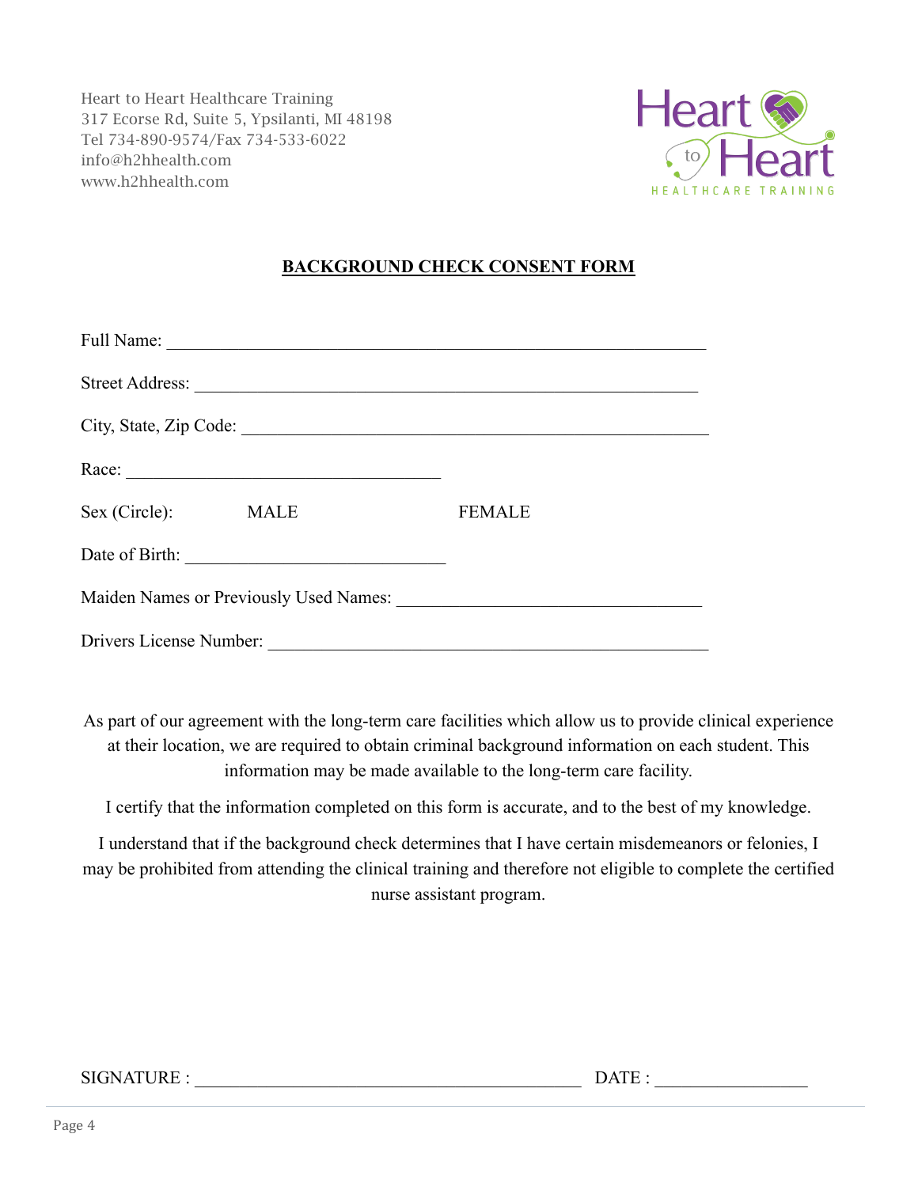Heart to Heart Healthcare Training
317 Ecorse Rd, Suite 5, Ypsilanti, MI 48198
Tel 734-890-9574/Fax 734-533-6022
info@h2hhealth.com
www.h2hhealth.com

Heart to Heart
HEALTHCARE TRAINING

## BACKGROUND CHECK CONSENT FORM

Full Name: ____________________________________________________________

Street Address: _________________________________________________________

City, State, Zip Code: ____________________________________________________

Race: ___________________________________

Sex (Circle): MALE FEMALE

Date of Birth: ____________________________

Maiden Names or Previously Used Names: _________________________________

Drivers License Number: __________________________________________________

As part of our agreement with the long-term care facilities which allow us to provide clinical experience at their location, we are required to obtain criminal background information on each student. This information may be made available to the long-term care facility.

I certify that the information completed on this form is accurate, and to the best of my knowledge.

I understand that if the background check determines that I have certain misdemeanors or felonies, I may be prohibited from attending the clinical training and therefore not eligible to complete the certified nurse assistant program.

SIGNATURE : __________________________________________ DATE : ________________